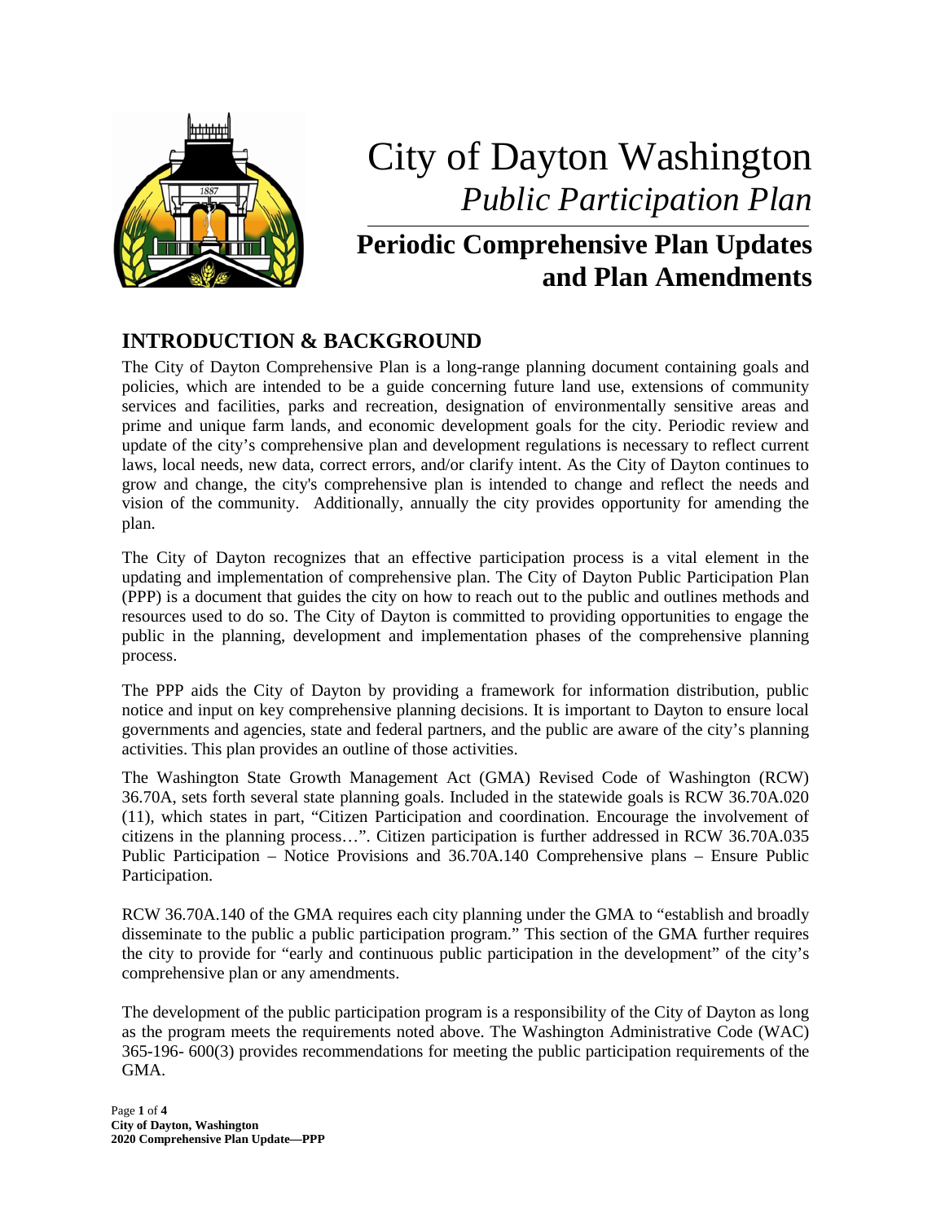# City of Dayton Washington

*Public Participation Plan*

## Periodic Comprehensive Plan Updates and Plan Amendments

## INTRODUCTION & BACKGROUND

The City of Dayton Comprehensive Plan is a long-range planning document containing goals and policies, which are intended to be a guide concerning future land use, extensions of community services and facilities, parks and recreation, designation of environmentally sensitive areas and prime and unique farm lands, and economic development goals for the city. Periodic review and update of the city's comprehensive plan and development regulations is necessary to reflect current laws, local needs, new data, correct errors, and/or clarify intent. As the City of Dayton continues to grow and change, the city's comprehensive plan is intended to change and reflect the needs and vision of the community. Additionally, annually the city provides opportunity for amending the plan.

The City of Dayton recognizes that an effective participation process is a vital element in the updating and implementation of comprehensive plan. The City of Dayton Public Participation Plan (PPP) is a document that guides the city on how to reach out to the public and outlines methods and resources used to do so. The City of Dayton is committed to providing opportunities to engage the public in the planning, development and implementation phases of the comprehensive planning process.

The PPP aids the City of Dayton by providing a framework for information distribution, public notice and input on key comprehensive planning decisions. It is important to Dayton to ensure local governments and agencies, state and federal partners, and the public are aware of the city's planning activities. This plan provides an outline of those activities.

The Washington State Growth Management Act (GMA) Revised Code of Washington (RCW) 36.70A, sets forth several state planning goals. Included in the statewide goals is RCW 36.70A.020 (11), which states in part, "Citizen Participation and coordination. Encourage the involvement of citizens in the planning process…". Citizen participation is further addressed in RCW 36.70A.035 Public Participation – Notice Provisions and 36.70A.140 Comprehensive plans – Ensure Public Participation.

RCW 36.70A.140 of the GMA requires each city planning under the GMA to "establish and broadly disseminate to the public a public participation program." This section of the GMA further requires the city to provide for "early and continuous public participation in the development" of the city's comprehensive plan or any amendments.

The development of the public participation program is a responsibility of the City of Dayton as long as the program meets the requirements noted above. The Washington Administrative Code (WAC) 365-196- 600(3) provides recommendations for meeting the public participation requirements of the GMA.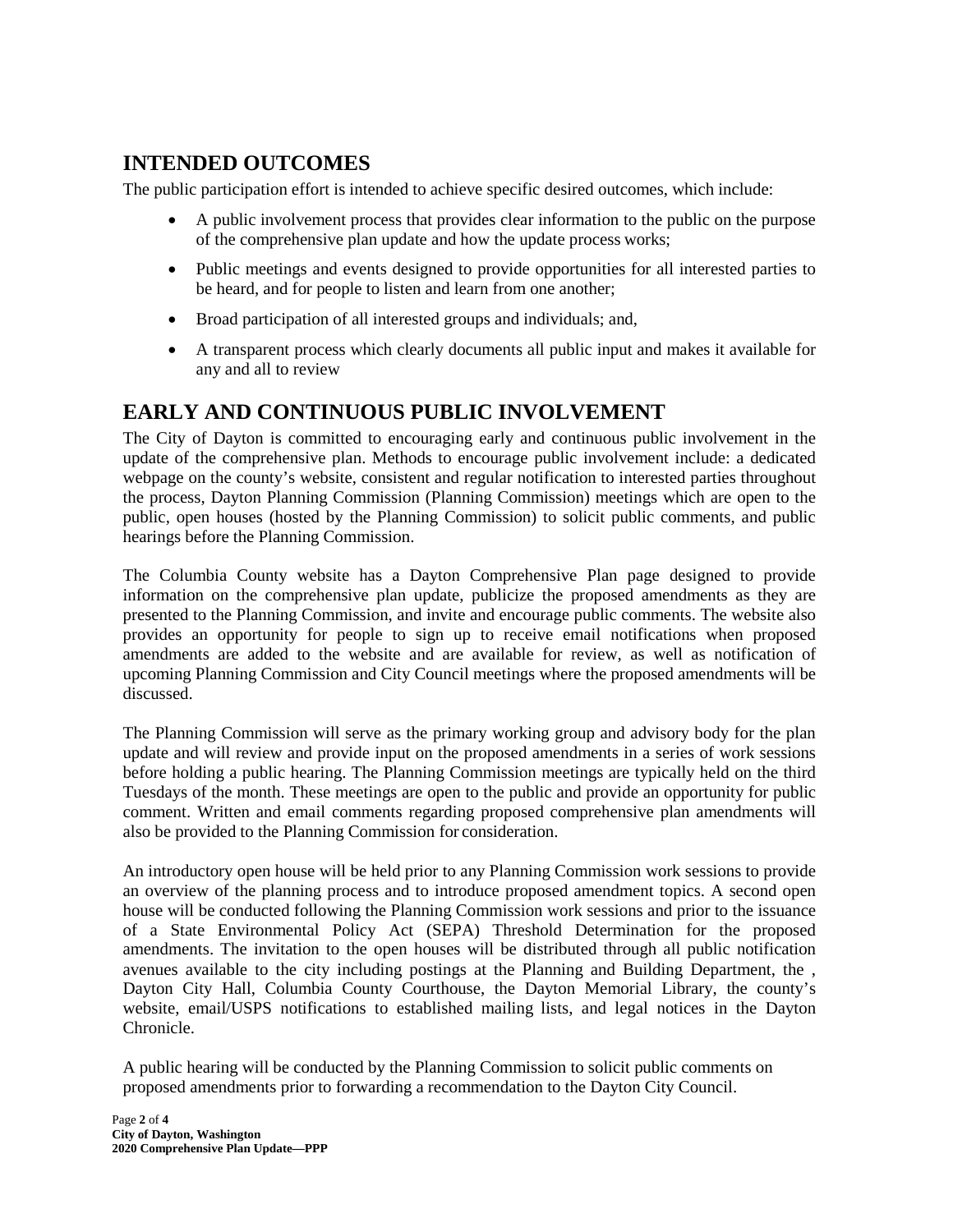## INTENDED OUTCOMES

The public participation effort is intended to achieve specific desired outcomes, which include:

- A public involvement process that provides clear information to the public on the purpose of the comprehensive plan update and how the update process works;
- Public meetings and events designed to provide opportunities for all interested parties to be heard, and for people to listen and learn from one another;
- Broad participation of all interested groups and individuals; and,
- A transparent process which clearly documents all public input and makes it available for any and all to review

## EARLY AND CONTINUOUS PUBLIC INVOLVEMENT

The City of Dayton is committed to encouraging early and continuous public involvement in the update of the comprehensive plan. Methods to encourage public involvement include: a dedicated webpage on the county's website, consistent and regular notification to interested parties throughout the process, Dayton Planning Commission (Planning Commission) meetings which are open to the public, open houses (hosted by the Planning Commission) to solicit public comments, and public hearings before the Planning Commission.

The Columbia County website has a Dayton Comprehensive Plan page designed to provide information on the comprehensive plan update, publicize the proposed amendments as they are presented to the Planning Commission, and invite and encourage public comments. The website also provides an opportunity for people to sign up to receive email notifications when proposed amendments are added to the website and are available for review, as well as notification of upcoming Planning Commission and City Council meetings where the proposed amendments will be discussed.

The Planning Commission will serve as the primary working group and advisory body for the plan update and will review and provide input on the proposed amendments in a series of work sessions before holding a public hearing. The Planning Commission meetings are typically held on the third Tuesdays of the month. These meetings are open to the public and provide an opportunity for public comment. Written and email comments regarding proposed comprehensive plan amendments will also be provided to the Planning Commission for consideration.

An introductory open house will be held prior to any Planning Commission work sessions to provide an overview of the planning process and to introduce proposed amendment topics. A second open house will be conducted following the Planning Commission work sessions and prior to the issuance of a State Environmental Policy Act (SEPA) Threshold Determination for the proposed amendments. The invitation to the open houses will be distributed through all public notification avenues available to the city including postings at the Planning and Building Department, the , Dayton City Hall, Columbia County Courthouse, the Dayton Memorial Library, the county's website, email/USPS notifications to established mailing lists, and legal notices in the Dayton Chronicle.

A public hearing will be conducted by the Planning Commission to solicit public comments on proposed amendments prior to forwarding a recommendation to the Dayton City Council.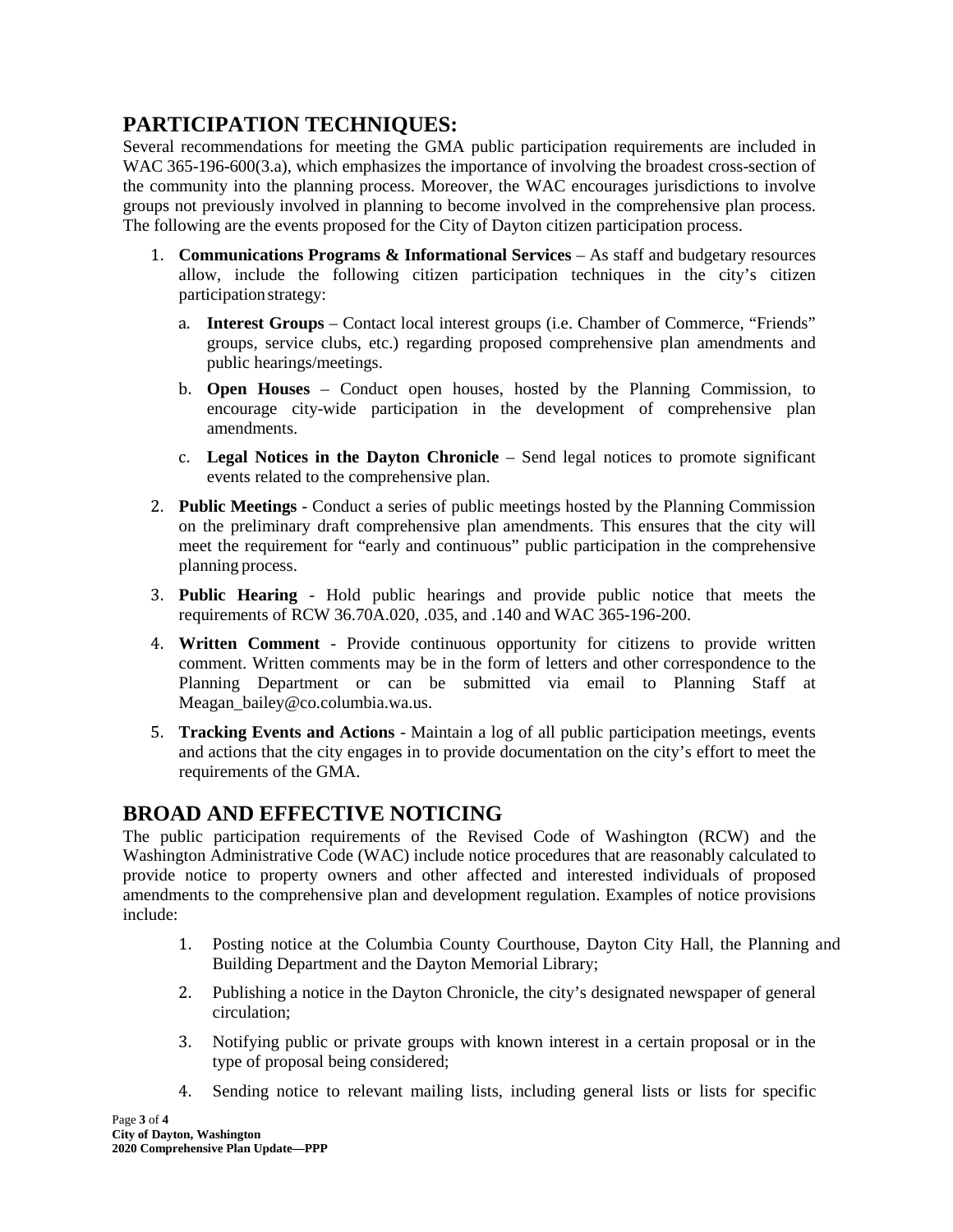## PARTICIPATION TECHNIQUES:

Several recommendations for meeting the GMA public participation requirements are included in WAC 365-196-600(3.a), which emphasizes the importance of involving the broadest cross-section of the community into the planning process. Moreover, the WAC encourages jurisdictions to involve groups not previously involved in planning to become involved in the comprehensive plan process. The following are the events proposed for the City of Dayton citizen participation process.

1. **Communications Programs & Informational Services** – As staff and budgetary resources allow, include the following citizen participation techniques in the city's citizen participation strategy:
   a. **Interest Groups** – Contact local interest groups (i.e. Chamber of Commerce, "Friends" groups, service clubs, etc.) regarding proposed comprehensive plan amendments and public hearings/meetings.
   b. **Open Houses** – Conduct open houses, hosted by the Planning Commission, to encourage city-wide participation in the development of comprehensive plan amendments.
   c. **Legal Notices in the Dayton Chronicle** – Send legal notices to promote significant events related to the comprehensive plan.
2. **Public Meetings** - Conduct a series of public meetings hosted by the Planning Commission on the preliminary draft comprehensive plan amendments. This ensures that the city will meet the requirement for "early and continuous" public participation in the comprehensive planning process.
3. **Public Hearing** - Hold public hearings and provide public notice that meets the requirements of RCW 36.70A.020, .035, and .140 and WAC 365-196-200.
4. **Written Comment** - Provide continuous opportunity for citizens to provide written comment. Written comments may be in the form of letters and other correspondence to the Planning Department or can be submitted via email to Planning Staff at Meagan_bailey@co.columbia.wa.us.
5. **Tracking Events and Actions** - Maintain a log of all public participation meetings, events and actions that the city engages in to provide documentation on the city's effort to meet the requirements of the GMA.

## BROAD AND EFFECTIVE NOTICING

The public participation requirements of the Revised Code of Washington (RCW) and the Washington Administrative Code (WAC) include notice procedures that are reasonably calculated to provide notice to property owners and other affected and interested individuals of proposed amendments to the comprehensive plan and development regulation. Examples of notice provisions include:

1. Posting notice at the Columbia County Courthouse, Dayton City Hall, the Planning and Building Department and the Dayton Memorial Library;
2. Publishing a notice in the Dayton Chronicle, the city's designated newspaper of general circulation;
3. Notifying public or private groups with known interest in a certain proposal or in the type of proposal being considered;
4. Sending notice to relevant mailing lists, including general lists or lists for specific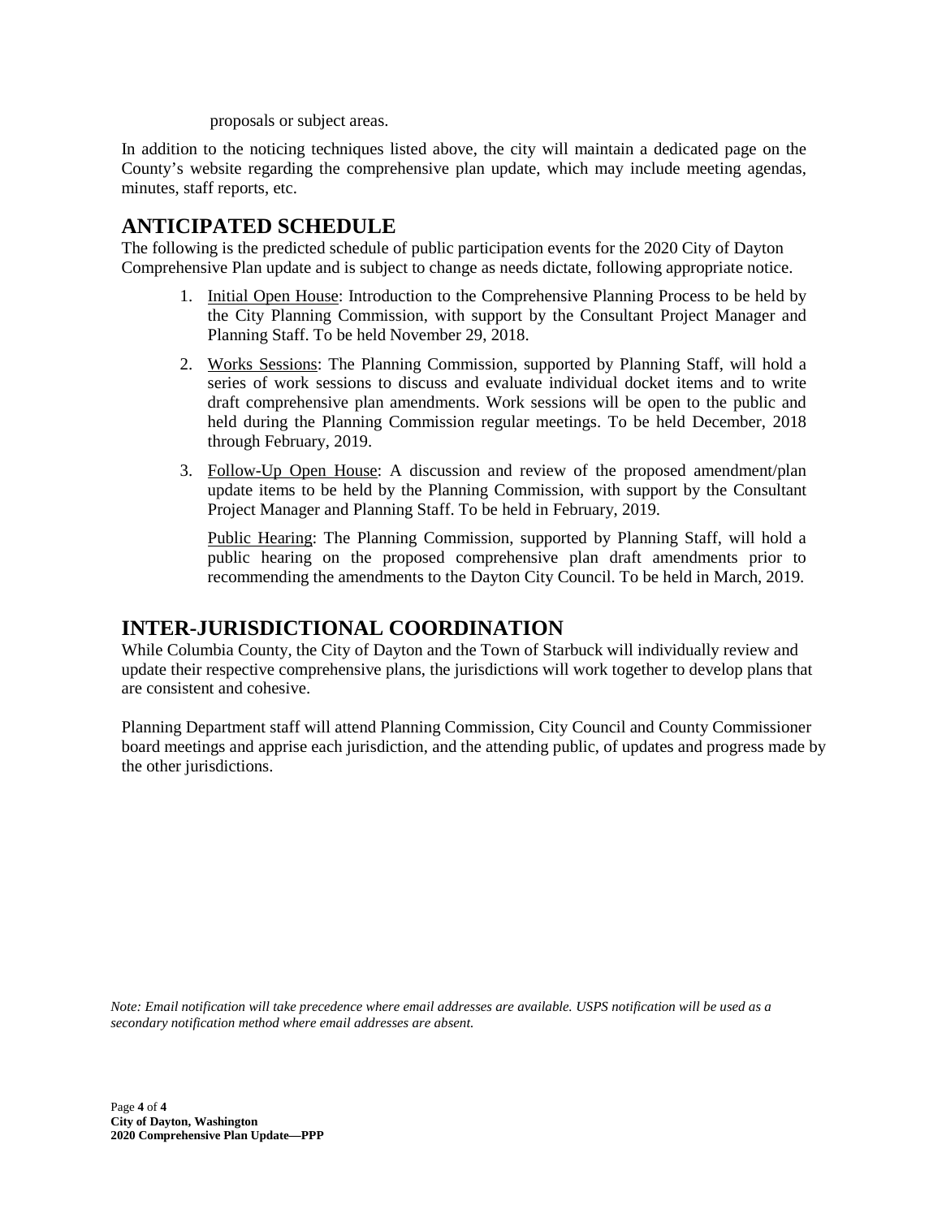proposals or subject areas.

In addition to the noticing techniques listed above, the city will maintain a dedicated page on the County's website regarding the comprehensive plan update, which may include meeting agendas, minutes, staff reports, etc.

## ANTICIPATED SCHEDULE

The following is the predicted schedule of public participation events for the 2020 City of Dayton Comprehensive Plan update and is subject to change as needs dictate, following appropriate notice.

1. Initial Open House: Introduction to the Comprehensive Planning Process to be held by the City Planning Commission, with support by the Consultant Project Manager and Planning Staff. To be held November 29, 2018.

2. Works Sessions: The Planning Commission, supported by Planning Staff, will hold a series of work sessions to discuss and evaluate individual docket items and to write draft comprehensive plan amendments. Work sessions will be open to the public and held during the Planning Commission regular meetings. To be held December, 2018 through February, 2019.

3. Follow-Up Open House: A discussion and review of the proposed amendment/plan update items to be held by the Planning Commission, with support by the Consultant Project Manager and Planning Staff. To be held in February, 2019.

   Public Hearing: The Planning Commission, supported by Planning Staff, will hold a public hearing on the proposed comprehensive plan draft amendments prior to recommending the amendments to the Dayton City Council. To be held in March, 2019.

## INTER-JURISDICTIONAL COORDINATION

While Columbia County, the City of Dayton and the Town of Starbuck will individually review and update their respective comprehensive plans, the jurisdictions will work together to develop plans that are consistent and cohesive.

Planning Department staff will attend Planning Commission, City Council and County Commissioner board meetings and apprise each jurisdiction, and the attending public, of updates and progress made by the other jurisdictions.

*Note: Email notification will take precedence where email addresses are available. USPS notification will be used as a secondary notification method where email addresses are absent.*